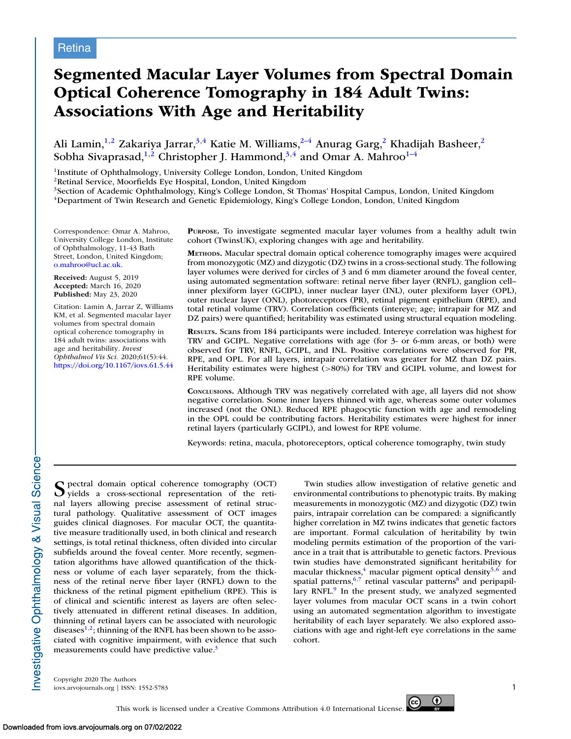Retina

# Segmented Macular Layer Volumes from Spectral Domain Optical Coherence Tomography in 184 Adult Twins: Associations With Age and Heritability

Ali Lamin,[1,2] Zakariya Jarrar,[3,4] Katie M. Williams,[2–4] Anurag Garg,[2] Khadijah Basheer,[2] Sobha Sivaprasad,[1,2] Christopher J. Hammond,[3,4] and Omar A. Mahroo[1–4]

[1]Institute of Ophthalmology, University College London, London, United Kingdom
[2]Retinal Service, Moorfields Eye Hospital, London, United Kingdom
[3]Section of Academic Ophthalmology, King's College London, St Thomas' Hospital Campus, London, United Kingdom
[4]Department of Twin Research and Genetic Epidemiology, King's College London, London, United Kingdom

Correspondence: Omar A. Mahroo, University College London, Institute of Ophthalmology, 11-43 Bath Street, London, United Kingdom; o.mahroo@ucl.ac.uk.

**Received:** August 5, 2019
**Accepted:** March 16, 2020
**Published:** May 23, 2020

Citation: Lamin A, Jarrar Z, Williams KM, et al. Segmented macular layer volumes from spectral domain optical coherence tomography in 184 adult twins: associations with age and heritability. *Invest Ophthalmol Vis Sci.* 2020;61(5):44. https://doi.org/10.1167/iovs.61.5.44

**Purpose.** To investigate segmented macular layer volumes from a healthy adult twin cohort (TwinsUK), exploring changes with age and heritability.

**Methods.** Macular spectral domain optical coherence tomography images were acquired from monozygotic (MZ) and dizygotic (DZ) twins in a cross-sectional study. The following layer volumes were derived for circles of 3 and 6 mm diameter around the foveal center, using automated segmentation software: retinal nerve fiber layer (RNFL), ganglion cell–inner plexiform layer (GCIPL), inner nuclear layer (INL), outer plexiform layer (OPL), outer nuclear layer (ONL), photoreceptors (PR), retinal pigment epithelium (RPE), and total retinal volume (TRV). Correlation coefficients (intereye; age; intrapair for MZ and DZ pairs) were quantified; heritability was estimated using structural equation modeling.

**Results.** Scans from 184 participants were included. Intereye correlation was highest for TRV and GCIPL. Negative correlations with age (for 3- or 6-mm areas, or both) were observed for TRV, RNFL, GCIPL, and INL. Positive correlations were observed for PR, RPE, and OPL. For all layers, intrapair correlation was greater for MZ than DZ pairs. Heritability estimates were highest (>80%) for TRV and GCIPL volume, and lowest for RPE volume.

**Conclusions.** Although TRV was negatively correlated with age, all layers did not show negative correlation. Some inner layers thinned with age, whereas some outer volumes increased (not the ONL). Reduced RPE phagocytic function with age and remodeling in the OPL could be contributing factors. Heritability estimates were highest for inner retinal layers (particularly GCIPL), and lowest for RPE volume.

Keywords: retina, macula, photoreceptors, optical coherence tomography, twin study

Spectral domain optical coherence tomography (OCT) yields a cross-sectional representation of the retinal layers allowing precise assessment of retinal structural pathology. Qualitative assessment of OCT images guides clinical diagnoses. For macular OCT, the quantitative measure traditionally used, in both clinical and research settings, is total retinal thickness, often divided into circular subfields around the foveal center. More recently, segmentation algorithms have allowed quantification of the thickness or volume of each layer separately, from the thickness of the retinal nerve fiber layer (RNFL) down to the thickness of the retinal pigment epithelium (RPE). This is of clinical and scientific interest as layers are often selectively attenuated in different retinal diseases. In addition, thinning of retinal layers can be associated with neurologic diseases[1,2]; thinning of the RNFL has been shown to be associated with cognitive impairment, with evidence that such measurements could have predictive value.[3]

Twin studies allow investigation of relative genetic and environmental contributions to phenotypic traits. By making measurements in monozygotic (MZ) and dizygotic (DZ) twin pairs, intrapair correlation can be compared: a significantly higher correlation in MZ twins indicates that genetic factors are important. Formal calculation of heritability by twin modeling permits estimation of the proportion of the variance in a trait that is attributable to genetic factors. Previous twin studies have demonstrated significant heritability for macular thickness,[4] macular pigment optical density[5,6] and spatial patterns,[6,7] retinal vascular patterns[8] and peripapillary RNFL.[9] In the present study, we analyzed segmented layer volumes from macular OCT scans in a twin cohort using an automated segmentation algorithm to investigate heritability of each layer separately. We also explored associations with age and right-left eye correlations in the same cohort.

Copyright 2020 The Authors
iovs.arvojournals.org | ISSN: 1552-5783

This work is licensed under a Creative Commons Attribution 4.0 International License.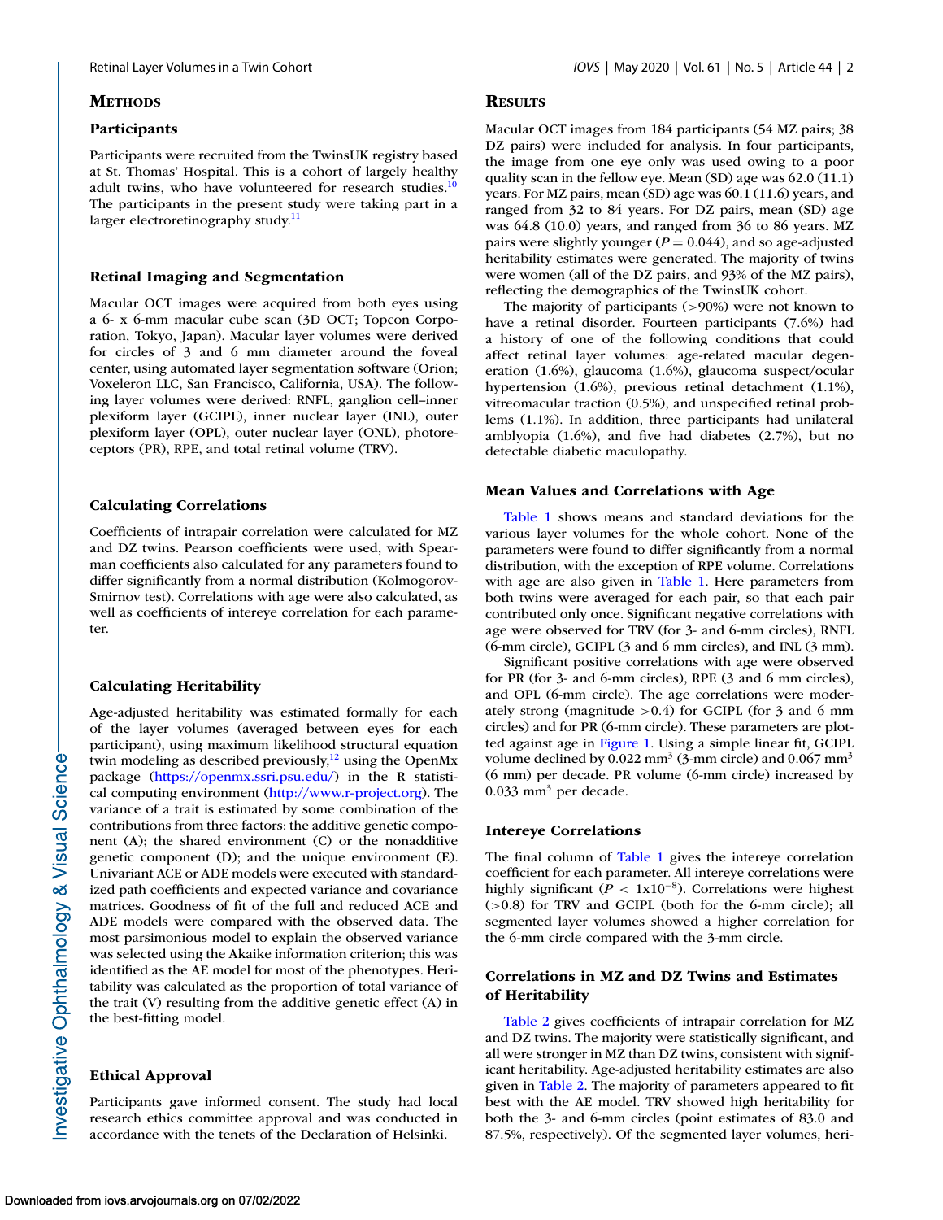## METHODS

### Participants

Participants were recruited from the TwinsUK registry based at St. Thomas' Hospital. This is a cohort of largely healthy adult twins, who have volunteered for research studies.[10] The participants in the present study were taking part in a larger electroretinography study.[11]

### Retinal Imaging and Segmentation

Macular OCT images were acquired from both eyes using a 6- x 6-mm macular cube scan (3D OCT; Topcon Corporation, Tokyo, Japan). Macular layer volumes were derived for circles of 3 and 6 mm diameter around the foveal center, using automated layer segmentation software (Orion; Voxeleron LLC, San Francisco, California, USA). The following layer volumes were derived: RNFL, ganglion cell–inner plexiform layer (GCIPL), inner nuclear layer (INL), outer plexiform layer (OPL), outer nuclear layer (ONL), photoreceptors (PR), RPE, and total retinal volume (TRV).

### Calculating Correlations

Coefficients of intrapair correlation were calculated for MZ and DZ twins. Pearson coefficients were used, with Spearman coefficients also calculated for any parameters found to differ significantly from a normal distribution (Kolmogorov-Smirnov test). Correlations with age were also calculated, as well as coefficients of intereye correlation for each parameter.

### Calculating Heritability

Age-adjusted heritability was estimated formally for each of the layer volumes (averaged between eyes for each participant), using maximum likelihood structural equation twin modeling as described previously,[12] using the OpenMx package (https://openmx.ssri.psu.edu/) in the R statistical computing environment (http://www.r-project.org). The variance of a trait is estimated by some combination of the contributions from three factors: the additive genetic component (A); the shared environment (C) or the nonadditive genetic component (D); and the unique environment (E). Univariant ACE or ADE models were executed with standardized path coefficients and expected variance and covariance matrices. Goodness of fit of the full and reduced ACE and ADE models were compared with the observed data. The most parsimonious model to explain the observed variance was selected using the Akaike information criterion; this was identified as the AE model for most of the phenotypes. Heritability was calculated as the proportion of total variance of the trait (V) resulting from the additive genetic effect (A) in the best-fitting model.

### Ethical Approval

Participants gave informed consent. The study had local research ethics committee approval and was conducted in accordance with the tenets of the Declaration of Helsinki.

## RESULTS

Macular OCT images from 184 participants (54 MZ pairs; 38 DZ pairs) were included for analysis. In four participants, the image from one eye only was used owing to a poor quality scan in the fellow eye. Mean (SD) age was 62.0 (11.1) years. For MZ pairs, mean (SD) age was 60.1 (11.6) years, and ranged from 32 to 84 years. For DZ pairs, mean (SD) age was 64.8 (10.0) years, and ranged from 36 to 86 years. MZ pairs were slightly younger ($P = 0.044$), and so age-adjusted heritability estimates were generated. The majority of twins were women (all of the DZ pairs, and 93% of the MZ pairs), reflecting the demographics of the TwinsUK cohort.

The majority of participants (>90%) were not known to have a retinal disorder. Fourteen participants (7.6%) had a history of one of the following conditions that could affect retinal layer volumes: age-related macular degeneration (1.6%), glaucoma (1.6%), glaucoma suspect/ocular hypertension (1.6%), previous retinal detachment (1.1%), vitreomacular traction (0.5%), and unspecified retinal problems (1.1%). In addition, three participants had unilateral amblyopia (1.6%), and five had diabetes (2.7%), but no detectable diabetic maculopathy.

### Mean Values and Correlations with Age

Table 1 shows means and standard deviations for the various layer volumes for the whole cohort. None of the parameters were found to differ significantly from a normal distribution, with the exception of RPE volume. Correlations with age are also given in Table 1. Here parameters from both twins were averaged for each pair, so that each pair contributed only once. Significant negative correlations with age were observed for TRV (for 3- and 6-mm circles), RNFL (6-mm circle), GCIPL (3 and 6 mm circles), and INL (3 mm).

Significant positive correlations with age were observed for PR (for 3- and 6-mm circles), RPE (3 and 6 mm circles), and OPL (6-mm circle). The age correlations were moderately strong (magnitude >0.4) for GCIPL (for 3 and 6 mm circles) and for PR (6-mm circle). These parameters are plotted against age in Figure 1. Using a simple linear fit, GCIPL volume declined by 0.022 $mm^3$ (3-mm circle) and 0.067 $mm^3$ (6 mm) per decade. PR volume (6-mm circle) increased by 0.033 $mm^3$ per decade.

### Intereye Correlations

The final column of Table 1 gives the intereye correlation coefficient for each parameter. All intereye correlations were highly significant ($P < 1\text{x}10^{-8}$). Correlations were highest (>0.8) for TRV and GCIPL (both for the 6-mm circle); all segmented layer volumes showed a higher correlation for the 6-mm circle compared with the 3-mm circle.

### Correlations in MZ and DZ Twins and Estimates of Heritability

Table 2 gives coefficients of intrapair correlation for MZ and DZ twins. The majority were statistically significant, and all were stronger in MZ than DZ twins, consistent with significant heritability. Age-adjusted heritability estimates are also given in Table 2. The majority of parameters appeared to fit best with the AE model. TRV showed high heritability for both the 3- and 6-mm circles (point estimates of 83.0 and 87.5%, respectively). Of the segmented layer volumes, heri-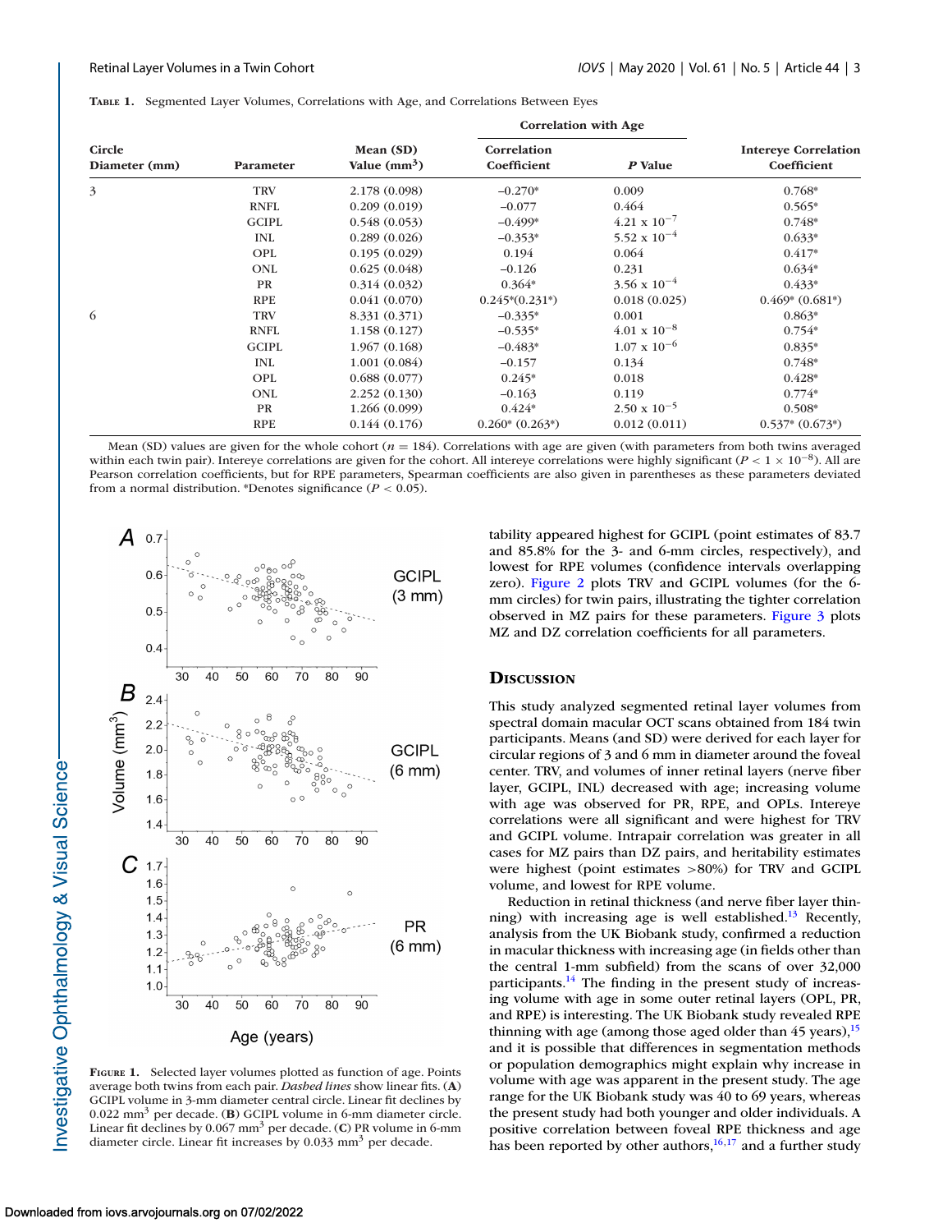**Table 1.** Segmented Layer Volumes, Correlations with Age, and Correlations Between Eyes

| Circle Diameter (mm) | Parameter | Mean (SD) Value ($mm^3$) | Correlation with Age: Correlation Coefficient | Correlation with Age: P Value | Intereye Correlation Coefficient |
|---|---|---|---|---|---|
| 3 | TRV | 2.178 (0.098) | −0.270* | 0.009 | 0.768* |
| | RNFL | 0.209 (0.019) | −0.077 | 0.464 | 0.565* |
| | GCIPL | 0.548 (0.053) | −0.499* | $4.21 \times 10^{-7}$ | 0.748* |
| | INL | 0.289 (0.026) | −0.353* | $5.52 \times 10^{-4}$ | 0.633* |
| | OPL | 0.195 (0.029) | 0.194 | 0.064 | 0.417* |
| | ONL | 0.625 (0.048) | −0.126 | 0.231 | 0.634* |
| | PR | 0.314 (0.032) | 0.364* | $3.56 \times 10^{-4}$ | 0.433* |
| | RPE | 0.041 (0.070) | 0.245*(0.231*) | 0.018 (0.025) | 0.469* (0.681*) |
| 6 | TRV | 8.331 (0.371) | −0.335* | 0.001 | 0.863* |
| | RNFL | 1.158 (0.127) | −0.535* | $4.01 \times 10^{-8}$ | 0.754* |
| | GCIPL | 1.967 (0.168) | −0.483* | $1.07 \times 10^{-6}$ | 0.835* |
| | INL | 1.001 (0.084) | −0.157 | 0.134 | 0.748* |
| | OPL | 0.688 (0.077) | 0.245* | 0.018 | 0.428* |
| | ONL | 2.252 (0.130) | −0.163 | 0.119 | 0.774* |
| | PR | 1.266 (0.099) | 0.424* | $2.50 \times 10^{-5}$ | 0.508* |
| | RPE | 0.144 (0.176) | 0.260* (0.263*) | 0.012 (0.011) | 0.537* (0.673*) |

Mean (SD) values are given for the whole cohort ($n = 184$). Correlations with age are given (with parameters from both twins averaged within each twin pair). Intereye correlations are given for the cohort. All intereye correlations were highly significant ($P < 1 \times 10^{-8}$). All are Pearson correlation coefficients, but for RPE parameters, Spearman coefficients are also given in parentheses as these parameters deviated from a normal distribution. *Denotes significance ($P < 0.05$).

**Figure 1.** Selected layer volumes plotted as function of age. Points average both twins from each pair. *Dashed lines* show linear fits. (**A**) GCIPL volume in 3-mm diameter central circle. Linear fit declines by 0.022 $mm^3$ per decade. (**B**) GCIPL volume in 6-mm diameter circle. Linear fit declines by 0.067 $mm^3$ per decade. (**C**) PR volume in 6-mm diameter circle. Linear fit increases by 0.033 $mm^3$ per decade.

tability appeared highest for GCIPL (point estimates of 83.7 and 85.8% for the 3- and 6-mm circles, respectively), and lowest for RPE volumes (confidence intervals overlapping zero). Figure 2 plots TRV and GCIPL volumes (for the 6-mm circles) for twin pairs, illustrating the tighter correlation observed in MZ pairs for these parameters. Figure 3 plots MZ and DZ correlation coefficients for all parameters.

## Discussion

This study analyzed segmented retinal layer volumes from spectral domain macular OCT scans obtained from 184 twin participants. Means (and SD) were derived for each layer for circular regions of 3 and 6 mm in diameter around the foveal center. TRV, and volumes of inner retinal layers (nerve fiber layer, GCIPL, INL) decreased with age; increasing volume with age was observed for PR, RPE, and OPLs. Intereye correlations were all significant and were highest for TRV and GCIPL volume. Intrapair correlation was greater in all cases for MZ pairs than DZ pairs, and heritability estimates were highest (point estimates >80%) for TRV and GCIPL volume, and lowest for RPE volume.

Reduction in retinal thickness (and nerve fiber layer thinning) with increasing age is well established.[13] Recently, analysis from the UK Biobank study, confirmed a reduction in macular thickness with increasing age (in fields other than the central 1-mm subfield) from the scans of over 32,000 participants.[14] The finding in the present study of increasing volume with age in some outer retinal layers (OPL, PR, and RPE) is interesting. The UK Biobank study revealed RPE thinning with age (among those aged older than 45 years),[15] and it is possible that differences in segmentation methods or population demographics might explain why increase in volume with age was apparent in the present study. The age range for the UK Biobank study was 40 to 69 years, whereas the present study had both younger and older individuals. A positive correlation between foveal RPE thickness and age has been reported by other authors,[16,17] and a further study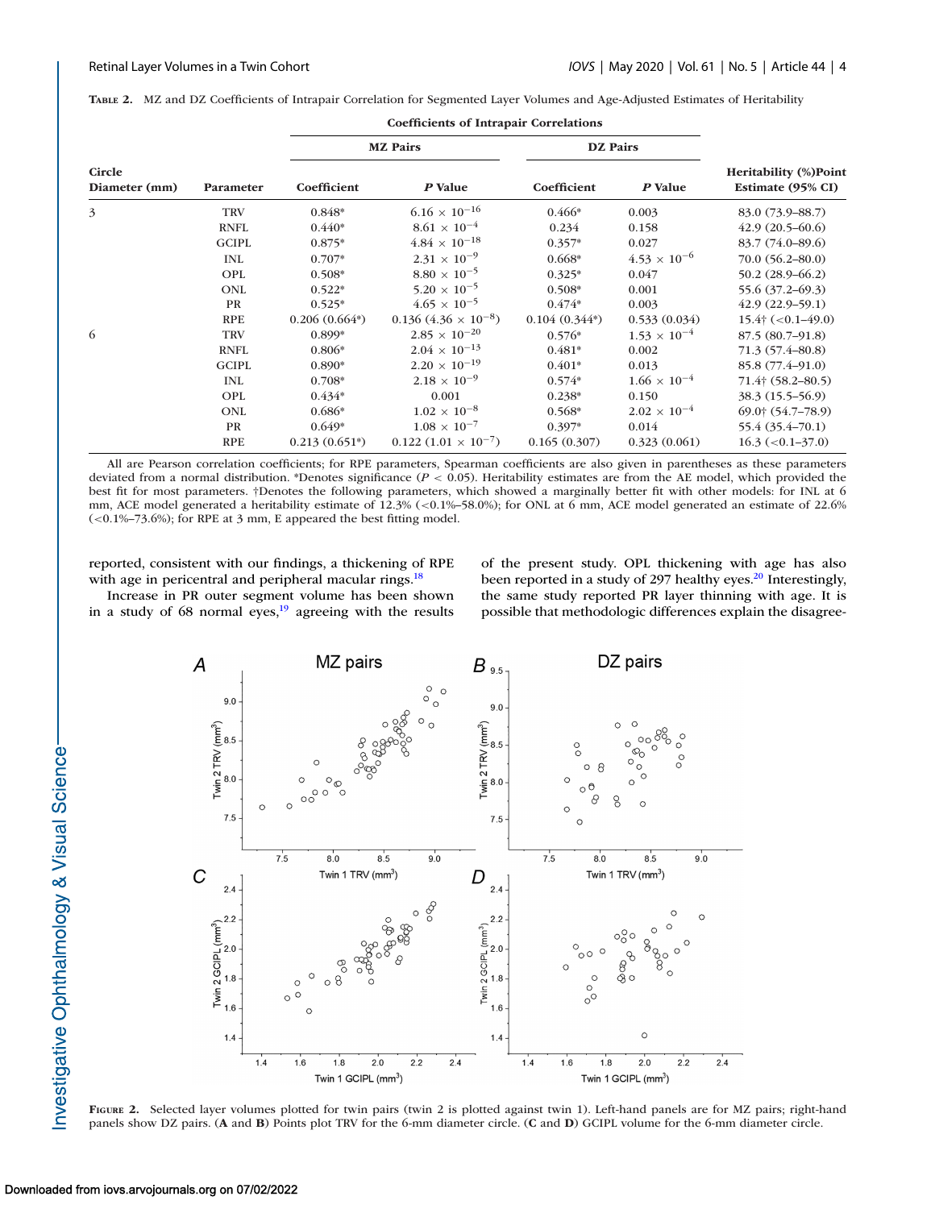**TABLE 2.** MZ and DZ Coefficients of Intrapair Correlation for Segmented Layer Volumes and Age-Adjusted Estimates of Heritability

| Circle Diameter (mm) | Parameter | Coefficients of Intrapair Correlations | | | | Heritability (%) Point Estimate (95% CI) |
|---|---|---|---|---|---|---|
| | | MZ Pairs | | DZ Pairs | | |
| | | Coefficient | *P* Value | Coefficient | *P* Value | |
| 3 | TRV | 0.848* | $6.16 \times 10^{-16}$ | 0.466* | 0.003 | 83.0 (73.9–88.7) |
| | RNFL | 0.440* | $8.61 \times 10^{-4}$ | 0.234 | 0.158 | 42.9 (20.5–60.6) |
| | GCIPL | 0.875* | $4.84 \times 10^{-18}$ | 0.357* | 0.027 | 83.7 (74.0–89.6) |
| | INL | 0.707* | $2.31 \times 10^{-9}$ | 0.668* | $4.53 \times 10^{-6}$ | 70.0 (56.2–80.0) |
| | OPL | 0.508* | $8.80 \times 10^{-5}$ | 0.325* | 0.047 | 50.2 (28.9–66.2) |
| | ONL | 0.522* | $5.20 \times 10^{-5}$ | 0.508* | 0.001 | 55.6 (37.2–69.3) |
| | PR | 0.525* | $4.65 \times 10^{-5}$ | 0.474* | 0.003 | 42.9 (22.9–59.1) |
| | RPE | 0.206 (0.664*) | 0.136 ($4.36 \times 10^{-8}$) | 0.104 (0.344*) | 0.533 (0.034) | 15.4† (<0.1–49.0) |
| 6 | TRV | 0.899* | $2.85 \times 10^{-20}$ | 0.576* | $1.53 \times 10^{-4}$ | 87.5 (80.7–91.8) |
| | RNFL | 0.806* | $2.04 \times 10^{-13}$ | 0.481* | 0.002 | 71.3 (57.4–80.8) |
| | GCIPL | 0.890* | $2.20 \times 10^{-19}$ | 0.401* | 0.013 | 85.8 (77.4–91.0) |
| | INL | 0.708* | $2.18 \times 10^{-9}$ | 0.574* | $1.66 \times 10^{-4}$ | 71.4† (58.2–80.5) |
| | OPL | 0.434* | 0.001 | 0.238* | 0.150 | 38.3 (15.5–56.9) |
| | ONL | 0.686* | $1.02 \times 10^{-8}$ | 0.568* | $2.02 \times 10^{-4}$ | 69.0† (54.7–78.9) |
| | PR | 0.649* | $1.08 \times 10^{-7}$ | 0.397* | 0.014 | 55.4 (35.4–70.1) |
| | RPE | 0.213 (0.651*) | 0.122 ($1.01 \times 10^{-7}$) | 0.165 (0.307) | 0.323 (0.061) | 16.3 (<0.1–37.0) |

All are Pearson correlation coefficients; for RPE parameters, Spearman coefficients are also given in parentheses as these parameters deviated from a normal distribution. *Denotes significance ($P < 0.05$). Heritability estimates are from the AE model, which provided the best fit for most parameters. †Denotes the following parameters, which showed a marginally better fit with other models: for INL at 6 mm, ACE model generated a heritability estimate of 12.3% (<0.1%–58.0%); for ONL at 6 mm, ACE model generated an estimate of 22.6% (<0.1%–73.6%); for RPE at 3 mm, E appeared the best fitting model.

reported, consistent with our findings, a thickening of RPE with age in pericentral and peripheral macular rings.[18]

Increase in PR outer segment volume has been shown in a study of 68 normal eyes,[19] agreeing with the results of the present study. OPL thickening with age has also been reported in a study of 297 healthy eyes.[20] Interestingly, the same study reported PR layer thinning with age. It is possible that methodologic differences explain the disagree-

**FIGURE 2.** Selected layer volumes plotted for twin pairs (twin 2 is plotted against twin 1). Left-hand panels are for MZ pairs; right-hand panels show DZ pairs. (**A** and **B**) Points plot TRV for the 6-mm diameter circle. (**C** and **D**) GCIPL volume for the 6-mm diameter circle.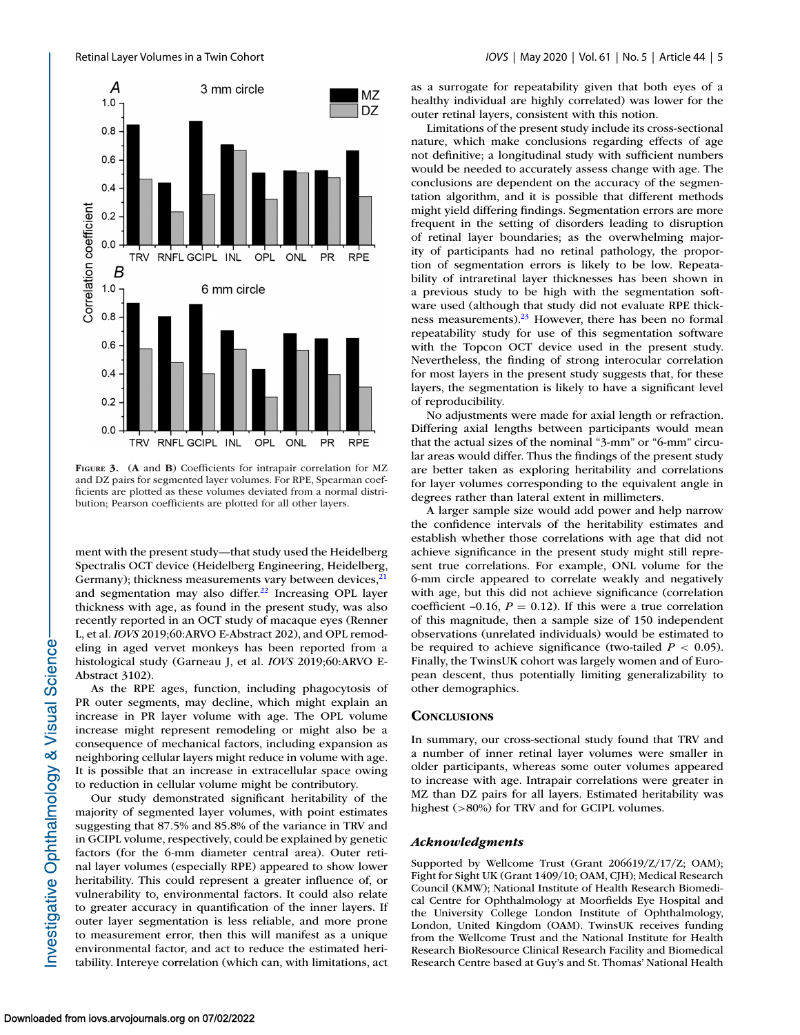**Figure 3.** (**A** and **B**) Coefficients for intrapair correlation for MZ and DZ pairs for segmented layer volumes. For RPE, Spearman coefficients are plotted as these volumes deviated from a normal distribution; Pearson coefficients are plotted for all other layers.

ment with the present study—that study used the Heidelberg Spectralis OCT device (Heidelberg Engineering, Heidelberg, Germany); thickness measurements vary between devices,[21] and segmentation may also differ.[22] Increasing OPL layer thickness with age, as found in the present study, was also recently reported in an OCT study of macaque eyes (Renner L, et al. *IOVS* 2019;60:ARVO E-Abstract 202), and OPL remodeling in aged vervet monkeys has been reported from a histological study (Garneau J, et al. *IOVS* 2019;60:ARVO E-Abstract 3102).

As the RPE ages, function, including phagocytosis of PR outer segments, may decline, which might explain an increase in PR layer volume with age. The OPL volume increase might represent remodeling or might also be a consequence of mechanical factors, including expansion as neighboring cellular layers might reduce in volume with age. It is possible that an increase in extracellular space owing to reduction in cellular volume might be contributory.

Our study demonstrated significant heritability of the majority of segmented layer volumes, with point estimates suggesting that 87.5% and 85.8% of the variance in TRV and in GCIPL volume, respectively, could be explained by genetic factors (for the 6-mm diameter central area). Outer retinal layer volumes (especially RPE) appeared to show lower heritability. This could represent a greater influence of, or vulnerability to, environmental factors. It could also relate to greater accuracy in quantification of the inner layers. If outer layer segmentation is less reliable, and more prone to measurement error, then this will manifest as a unique environmental factor, and act to reduce the estimated heritability. Intereye correlation (which can, with limitations, act as a surrogate for repeatability given that both eyes of a healthy individual are highly correlated) was lower for the outer retinal layers, consistent with this notion.

Limitations of the present study include its cross-sectional nature, which make conclusions regarding effects of age not definitive; a longitudinal study with sufficient numbers would be needed to accurately assess change with age. The conclusions are dependent on the accuracy of the segmentation algorithm, and it is possible that different methods might yield differing findings. Segmentation errors are more frequent in the setting of disorders leading to disruption of retinal layer boundaries; as the overwhelming majority of participants had no retinal pathology, the proportion of segmentation errors is likely to be low. Repeatability of intraretinal layer thicknesses has been shown in a previous study to be high with the segmentation software used (although that study did not evaluate RPE thickness measurements).[23] However, there has been no formal repeatability study for use of this segmentation software with the Topcon OCT device used in the present study. Nevertheless, the finding of strong interocular correlation for most layers in the present study suggests that, for these layers, the segmentation is likely to have a significant level of reproducibility.

No adjustments were made for axial length or refraction. Differing axial lengths between participants would mean that the actual sizes of the nominal "3-mm" or "6-mm" circular areas would differ. Thus the findings of the present study are better taken as exploring heritability and correlations for layer volumes corresponding to the equivalent angle in degrees rather than lateral extent in millimeters.

A larger sample size would add power and help narrow the confidence intervals of the heritability estimates and establish whether those correlations with age that did not achieve significance in the present study might still represent true correlations. For example, ONL volume for the 6-mm circle appeared to correlate weakly and negatively with age, but this did not achieve significance (correlation coefficient –0.16, $P = 0.12$). If this were a true correlation of this magnitude, then a sample size of 150 independent observations (unrelated individuals) would be estimated to be required to achieve significance (two-tailed $P < 0.05$). Finally, the TwinsUK cohort was largely women and of European descent, thus potentially limiting generalizability to other demographics.

## Conclusions

In summary, our cross-sectional study found that TRV and a number of inner retinal layer volumes were smaller in older participants, whereas some outer volumes appeared to increase with age. Intrapair correlations were greater in MZ than DZ pairs for all layers. Estimated heritability was highest (>80%) for TRV and for GCIPL volumes.

### *Acknowledgments*

Supported by Wellcome Trust (Grant 206619/Z/17/Z; OAM); Fight for Sight UK (Grant 1409/10; OAM, CJH); Medical Research Council (KMW); National Institute of Health Research Biomedical Centre for Ophthalmology at Moorfields Eye Hospital and the University College London Institute of Ophthalmology, London, United Kingdom (OAM). TwinsUK receives funding from the Wellcome Trust and the National Institute for Health Research BioResource Clinical Research Facility and Biomedical Research Centre based at Guy's and St. Thomas' National Health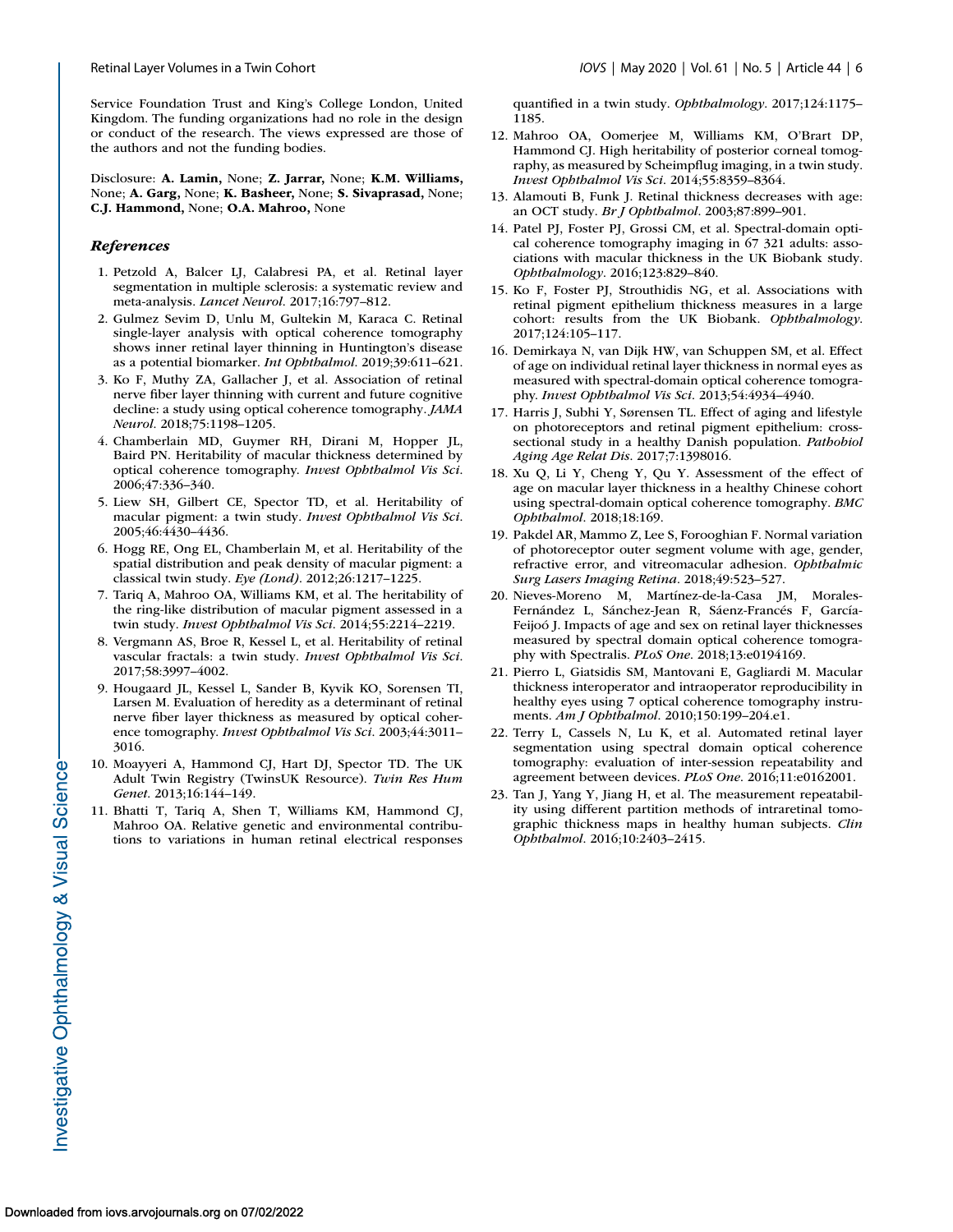Service Foundation Trust and King's College London, United Kingdom. The funding organizations had no role in the design or conduct of the research. The views expressed are those of the authors and not the funding bodies.

Disclosure: **A. Lamin,** None; **Z. Jarrar,** None; **K.M. Williams,** None; **A. Garg,** None; **K. Basheer,** None; **S. Sivaprasad,** None; **C.J. Hammond,** None; **O.A. Mahroo,** None

## *References*

1. Petzold A, Balcer LJ, Calabresi PA, et al. Retinal layer segmentation in multiple sclerosis: a systematic review and meta-analysis. *Lancet Neurol*. 2017;16:797–812.
2. Gulmez Sevim D, Unlu M, Gultekin M, Karaca C. Retinal single-layer analysis with optical coherence tomography shows inner retinal layer thinning in Huntington's disease as a potential biomarker. *Int Ophthalmol*. 2019;39:611–621.
3. Ko F, Muthy ZA, Gallacher J, et al. Association of retinal nerve fiber layer thinning with current and future cognitive decline: a study using optical coherence tomography. *JAMA Neurol*. 2018;75:1198–1205.
4. Chamberlain MD, Guymer RH, Dirani M, Hopper JL, Baird PN. Heritability of macular thickness determined by optical coherence tomography. *Invest Ophthalmol Vis Sci*. 2006;47:336–340.
5. Liew SH, Gilbert CE, Spector TD, et al. Heritability of macular pigment: a twin study. *Invest Ophthalmol Vis Sci*. 2005;46:4430–4436.
6. Hogg RE, Ong EL, Chamberlain M, et al. Heritability of the spatial distribution and peak density of macular pigment: a classical twin study. *Eye (Lond)*. 2012;26:1217–1225.
7. Tariq A, Mahroo OA, Williams KM, et al. The heritability of the ring-like distribution of macular pigment assessed in a twin study. *Invest Ophthalmol Vis Sci*. 2014;55:2214–2219.
8. Vergmann AS, Broe R, Kessel L, et al. Heritability of retinal vascular fractals: a twin study. *Invest Ophthalmol Vis Sci*. 2017;58:3997–4002.
9. Hougaard JL, Kessel L, Sander B, Kyvik KO, Sorensen TI, Larsen M. Evaluation of heredity as a determinant of retinal nerve fiber layer thickness as measured by optical coherence tomography. *Invest Ophthalmol Vis Sci*. 2003;44:3011–3016.
10. Moayyeri A, Hammond CJ, Hart DJ, Spector TD. The UK Adult Twin Registry (TwinsUK Resource). *Twin Res Hum Genet*. 2013;16:144–149.
11. Bhatti T, Tariq A, Shen T, Williams KM, Hammond CJ, Mahroo OA. Relative genetic and environmental contributions to variations in human retinal electrical responses quantified in a twin study. *Ophthalmology*. 2017;124:1175–1185.
12. Mahroo OA, Oomerjee M, Williams KM, O'Brart DP, Hammond CJ. High heritability of posterior corneal tomography, as measured by Scheimpflug imaging, in a twin study. *Invest Ophthalmol Vis Sci*. 2014;55:8359–8364.
13. Alamouti B, Funk J. Retinal thickness decreases with age: an OCT study. *Br J Ophthalmol*. 2003;87:899–901.
14. Patel PJ, Foster PJ, Grossi CM, et al. Spectral-domain optical coherence tomography imaging in 67 321 adults: associations with macular thickness in the UK Biobank study. *Ophthalmology*. 2016;123:829–840.
15. Ko F, Foster PJ, Strouthidis NG, et al. Associations with retinal pigment epithelium thickness measures in a large cohort: results from the UK Biobank. *Ophthalmology*. 2017;124:105–117.
16. Demirkaya N, van Dijk HW, van Schuppen SM, et al. Effect of age on individual retinal layer thickness in normal eyes as measured with spectral-domain optical coherence tomography. *Invest Ophthalmol Vis Sci*. 2013;54:4934–4940.
17. Harris J, Subhi Y, Sørensen TL. Effect of aging and lifestyle on photoreceptors and retinal pigment epithelium: cross-sectional study in a healthy Danish population. *Pathobiol Aging Age Relat Dis*. 2017;7:1398016.
18. Xu Q, Li Y, Cheng Y, Qu Y. Assessment of the effect of age on macular layer thickness in a healthy Chinese cohort using spectral-domain optical coherence tomography. *BMC Ophthalmol*. 2018;18:169.
19. Pakdel AR, Mammo Z, Lee S, Forooghian F. Normal variation of photoreceptor outer segment volume with age, gender, refractive error, and vitreomacular adhesion. *Ophthalmic Surg Lasers Imaging Retina*. 2018;49:523–527.
20. Nieves-Moreno M, Martínez-de-la-Casa JM, Morales-Fernández L, Sánchez-Jean R, Sáenz-Francés F, García-Feijoó J. Impacts of age and sex on retinal layer thicknesses measured by spectral domain optical coherence tomography with Spectralis. *PLoS One*. 2018;13:e0194169.
21. Pierro L, Giatsidis SM, Mantovani E, Gagliardi M. Macular thickness interoperator and intraoperator reproducibility in healthy eyes using 7 optical coherence tomography instruments. *Am J Ophthalmol*. 2010;150:199–204.e1.
22. Terry L, Cassels N, Lu K, et al. Automated retinal layer segmentation using spectral domain optical coherence tomography: evaluation of inter-session repeatability and agreement between devices. *PLoS One*. 2016;11:e0162001.
23. Tan J, Yang Y, Jiang H, et al. The measurement repeatability using different partition methods of intraretinal tomographic thickness maps in healthy human subjects. *Clin Ophthalmol*. 2016;10:2403–2415.